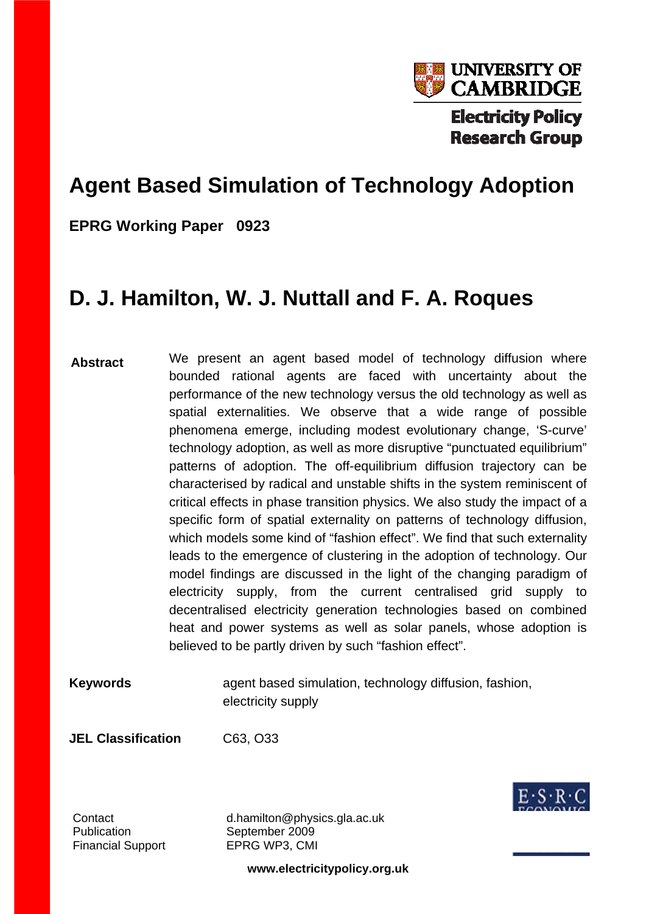UNIVERSITY OF CAMBRIDGE

Electricity Policy Research Group

# Agent Based Simulation of Technology Adoption

**EPRG Working Paper 0923**

## D. J. Hamilton, W. J. Nuttall and F. A. Roques

**Abstract**

We present an agent based model of technology diffusion where bounded rational agents are faced with uncertainty about the performance of the new technology versus the old technology as well as spatial externalities. We observe that a wide range of possible phenomena emerge, including modest evolutionary change, 'S-curve' technology adoption, as well as more disruptive "punctuated equilibrium" patterns of adoption. The off-equilibrium diffusion trajectory can be characterised by radical and unstable shifts in the system reminiscent of critical effects in phase transition physics. We also study the impact of a specific form of spatial externality on patterns of technology diffusion, which models some kind of "fashion effect". We find that such externality leads to the emergence of clustering in the adoption of technology. Our model findings are discussed in the light of the changing paradigm of electricity supply, from the current centralised grid supply to decentralised electricity generation technologies based on combined heat and power systems as well as solar panels, whose adoption is believed to be partly driven by such "fashion effect".

**Keywords** agent based simulation, technology diffusion, fashion, electricity supply

**JEL Classification** C63, O33

Contact d.hamilton@physics.gla.ac.uk
Publication September 2009
Financial Support EPRG WP3, CMI

www.electricitypolicy.org.uk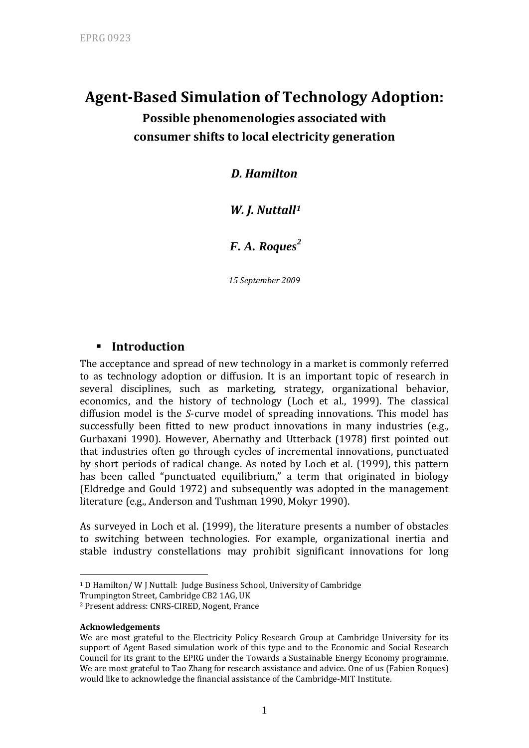# Agent-Based Simulation of Technology Adoption:

## Possible phenomenologies associated with consumer shifts to local electricity generation

***D. Hamilton***

***W. J. Nuttall[1]***

***F. A. Roques[2]***

*15 September 2009*

## ▪ Introduction

The acceptance and spread of new technology in a market is commonly referred to as technology adoption or diffusion. It is an important topic of research in several disciplines, such as marketing, strategy, organizational behavior, economics, and the history of technology (Loch et al., 1999). The classical diffusion model is the *S*-curve model of spreading innovations. This model has successfully been fitted to new product innovations in many industries (e.g., Gurbaxani 1990). However, Abernathy and Utterback (1978) first pointed out that industries often go through cycles of incremental innovations, punctuated by short periods of radical change. As noted by Loch et al. (1999), this pattern has been called "punctuated equilibrium," a term that originated in biology (Eldredge and Gould 1972) and subsequently was adopted in the management literature (e.g., Anderson and Tushman 1990, Mokyr 1990).

As surveyed in Loch et al. (1999), the literature presents a number of obstacles to switching between technologies. For example, organizational inertia and stable industry constellations may prohibit significant innovations for long

---

[1] D Hamilton/ W J Nuttall: Judge Business School, University of Cambridge
Trumpington Street, Cambridge CB2 1AG, UK

[2] Present address: CNRS-CIRED, Nogent, France

**Acknowledgements**

We are most grateful to the Electricity Policy Research Group at Cambridge University for its support of Agent Based simulation work of this type and to the Economic and Social Research Council for its grant to the EPRG under the Towards a Sustainable Energy Economy programme. We are most grateful to Tao Zhang for research assistance and advice. One of us (Fabien Roques) would like to acknowledge the financial assistance of the Cambridge-MIT Institute.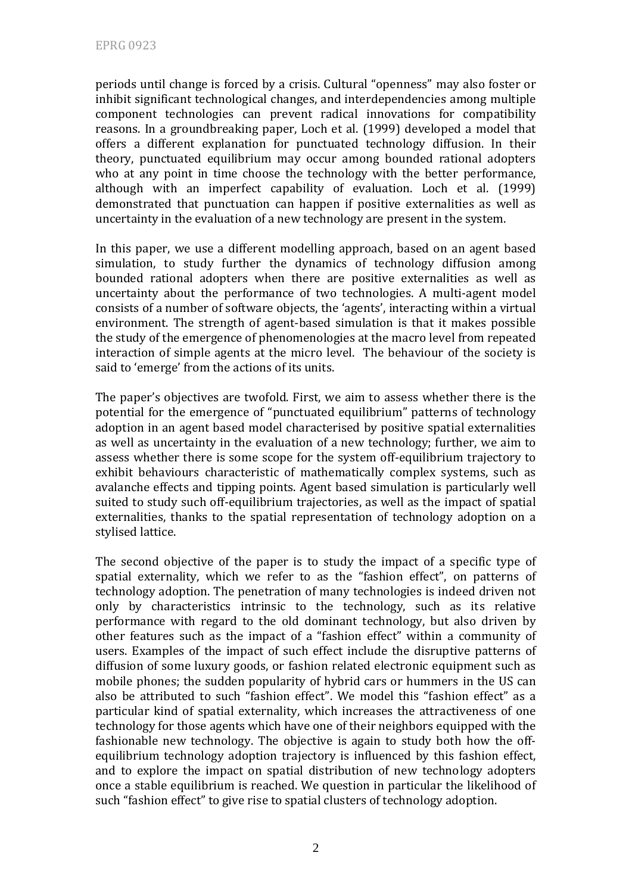periods until change is forced by a crisis. Cultural "openness" may also foster or inhibit significant technological changes, and interdependencies among multiple component technologies can prevent radical innovations for compatibility reasons. In a groundbreaking paper, Loch et al. (1999) developed a model that offers a different explanation for punctuated technology diffusion. In their theory, punctuated equilibrium may occur among bounded rational adopters who at any point in time choose the technology with the better performance, although with an imperfect capability of evaluation. Loch et al. (1999) demonstrated that punctuation can happen if positive externalities as well as uncertainty in the evaluation of a new technology are present in the system.

In this paper, we use a different modelling approach, based on an agent based simulation, to study further the dynamics of technology diffusion among bounded rational adopters when there are positive externalities as well as uncertainty about the performance of two technologies. A multi-agent model consists of a number of software objects, the 'agents', interacting within a virtual environment. The strength of agent-based simulation is that it makes possible the study of the emergence of phenomenologies at the macro level from repeated interaction of simple agents at the micro level. The behaviour of the society is said to 'emerge' from the actions of its units.

The paper's objectives are twofold. First, we aim to assess whether there is the potential for the emergence of "punctuated equilibrium" patterns of technology adoption in an agent based model characterised by positive spatial externalities as well as uncertainty in the evaluation of a new technology; further, we aim to assess whether there is some scope for the system off-equilibrium trajectory to exhibit behaviours characteristic of mathematically complex systems, such as avalanche effects and tipping points. Agent based simulation is particularly well suited to study such off-equilibrium trajectories, as well as the impact of spatial externalities, thanks to the spatial representation of technology adoption on a stylised lattice.

The second objective of the paper is to study the impact of a specific type of spatial externality, which we refer to as the "fashion effect", on patterns of technology adoption. The penetration of many technologies is indeed driven not only by characteristics intrinsic to the technology, such as its relative performance with regard to the old dominant technology, but also driven by other features such as the impact of a "fashion effect" within a community of users. Examples of the impact of such effect include the disruptive patterns of diffusion of some luxury goods, or fashion related electronic equipment such as mobile phones; the sudden popularity of hybrid cars or hummers in the US can also be attributed to such "fashion effect". We model this "fashion effect" as a particular kind of spatial externality, which increases the attractiveness of one technology for those agents which have one of their neighbors equipped with the fashionable new technology. The objective is again to study both how the off-equilibrium technology adoption trajectory is influenced by this fashion effect, and to explore the impact on spatial distribution of new technology adopters once a stable equilibrium is reached. We question in particular the likelihood of such "fashion effect" to give rise to spatial clusters of technology adoption.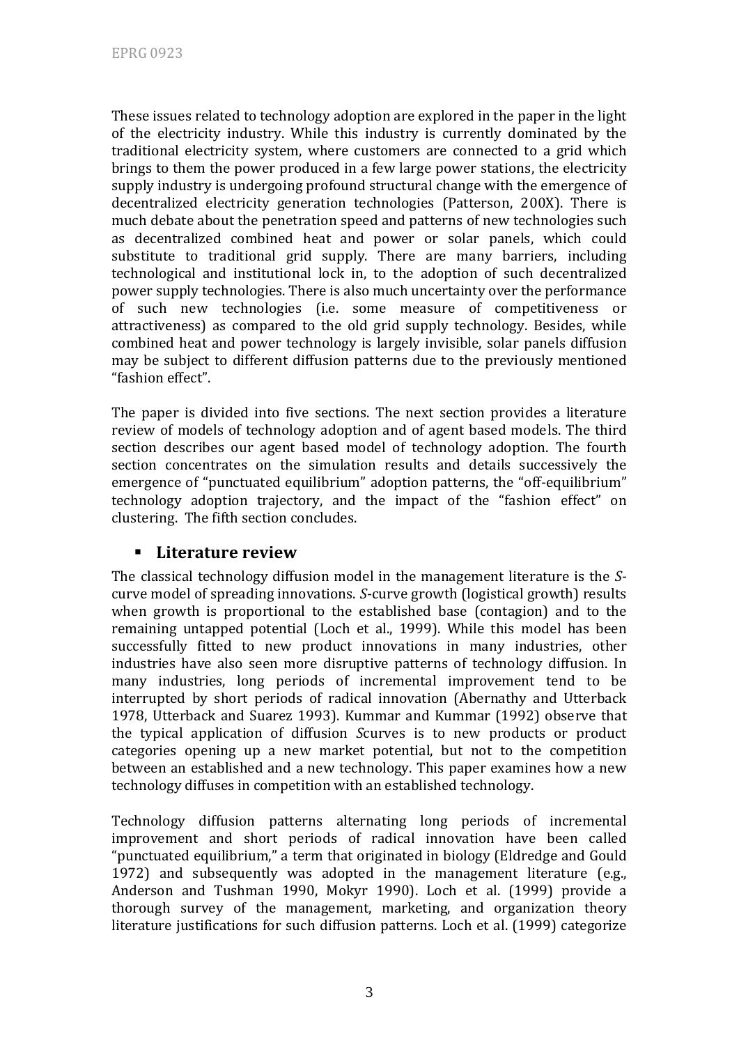These issues related to technology adoption are explored in the paper in the light of the electricity industry. While this industry is currently dominated by the traditional electricity system, where customers are connected to a grid which brings to them the power produced in a few large power stations, the electricity supply industry is undergoing profound structural change with the emergence of decentralized electricity generation technologies (Patterson, 200X). There is much debate about the penetration speed and patterns of new technologies such as decentralized combined heat and power or solar panels, which could substitute to traditional grid supply. There are many barriers, including technological and institutional lock in, to the adoption of such decentralized power supply technologies. There is also much uncertainty over the performance of such new technologies (i.e. some measure of competitiveness or attractiveness) as compared to the old grid supply technology. Besides, while combined heat and power technology is largely invisible, solar panels diffusion may be subject to different diffusion patterns due to the previously mentioned "fashion effect".

The paper is divided into five sections. The next section provides a literature review of models of technology adoption and of agent based models. The third section describes our agent based model of technology adoption. The fourth section concentrates on the simulation results and details successively the emergence of "punctuated equilibrium" adoption patterns, the "off-equilibrium" technology adoption trajectory, and the impact of the "fashion effect" on clustering. The fifth section concludes.

## Literature review

The classical technology diffusion model in the management literature is the *S*-curve model of spreading innovations. *S*-curve growth (logistical growth) results when growth is proportional to the established base (contagion) and to the remaining untapped potential (Loch et al., 1999). While this model has been successfully fitted to new product innovations in many industries, other industries have also seen more disruptive patterns of technology diffusion. In many industries, long periods of incremental improvement tend to be interrupted by short periods of radical innovation (Abernathy and Utterback 1978, Utterback and Suarez 1993). Kummar and Kummar (1992) observe that the typical application of diffusion *S*curves is to new products or product categories opening up a new market potential, but not to the competition between an established and a new technology. This paper examines how a new technology diffuses in competition with an established technology.

Technology diffusion patterns alternating long periods of incremental improvement and short periods of radical innovation have been called "punctuated equilibrium," a term that originated in biology (Eldredge and Gould 1972) and subsequently was adopted in the management literature (e.g., Anderson and Tushman 1990, Mokyr 1990). Loch et al. (1999) provide a thorough survey of the management, marketing, and organization theory literature justifications for such diffusion patterns. Loch et al. (1999) categorize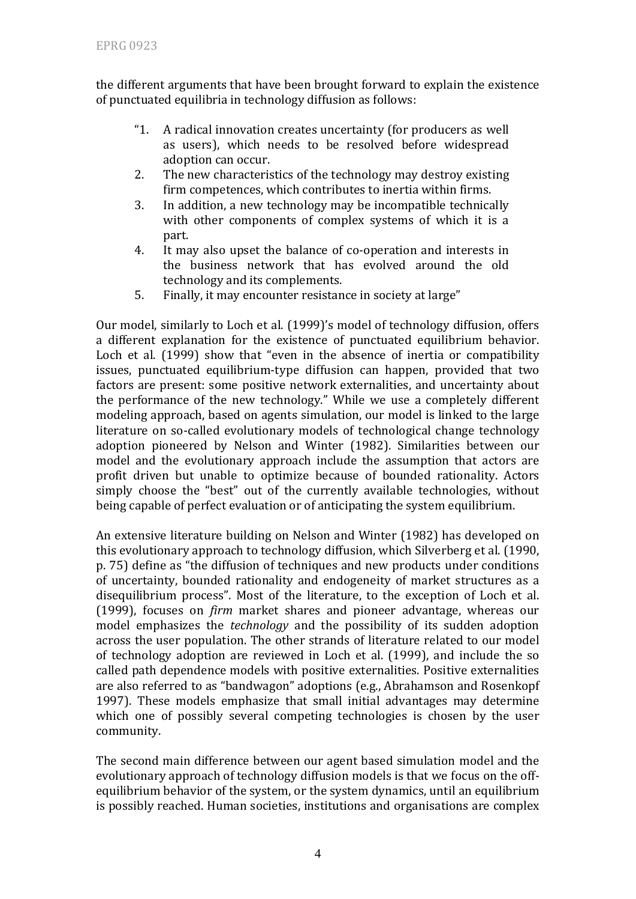the different arguments that have been brought forward to explain the existence of punctuated equilibria in technology diffusion as follows:

> "1. A radical innovation creates uncertainty (for producers as well as users), which needs to be resolved before widespread adoption can occur.
> 2. The new characteristics of the technology may destroy existing firm competences, which contributes to inertia within firms.
> 3. In addition, a new technology may be incompatible technically with other components of complex systems of which it is a part.
> 4. It may also upset the balance of co-operation and interests in the business network that has evolved around the old technology and its complements.
> 5. Finally, it may encounter resistance in society at large"

Our model, similarly to Loch et al. (1999)'s model of technology diffusion, offers a different explanation for the existence of punctuated equilibrium behavior. Loch et al. (1999) show that "even in the absence of inertia or compatibility issues, punctuated equilibrium-type diffusion can happen, provided that two factors are present: some positive network externalities, and uncertainty about the performance of the new technology." While we use a completely different modeling approach, based on agents simulation, our model is linked to the large literature on so-called evolutionary models of technological change technology adoption pioneered by Nelson and Winter (1982). Similarities between our model and the evolutionary approach include the assumption that actors are profit driven but unable to optimize because of bounded rationality. Actors simply choose the "best" out of the currently available technologies, without being capable of perfect evaluation or of anticipating the system equilibrium.

An extensive literature building on Nelson and Winter (1982) has developed on this evolutionary approach to technology diffusion, which Silverberg et al. (1990, p. 75) define as "the diffusion of techniques and new products under conditions of uncertainty, bounded rationality and endogeneity of market structures as a disequilibrium process". Most of the literature, to the exception of Loch et al. (1999), focuses on *firm* market shares and pioneer advantage, whereas our model emphasizes the *technology* and the possibility of its sudden adoption across the user population. The other strands of literature related to our model of technology adoption are reviewed in Loch et al. (1999), and include the so called path dependence models with positive externalities. Positive externalities are also referred to as "bandwagon" adoptions (e.g., Abrahamson and Rosenkopf 1997). These models emphasize that small initial advantages may determine which one of possibly several competing technologies is chosen by the user community.

The second main difference between our agent based simulation model and the evolutionary approach of technology diffusion models is that we focus on the off-equilibrium behavior of the system, or the system dynamics, until an equilibrium is possibly reached. Human societies, institutions and organisations are complex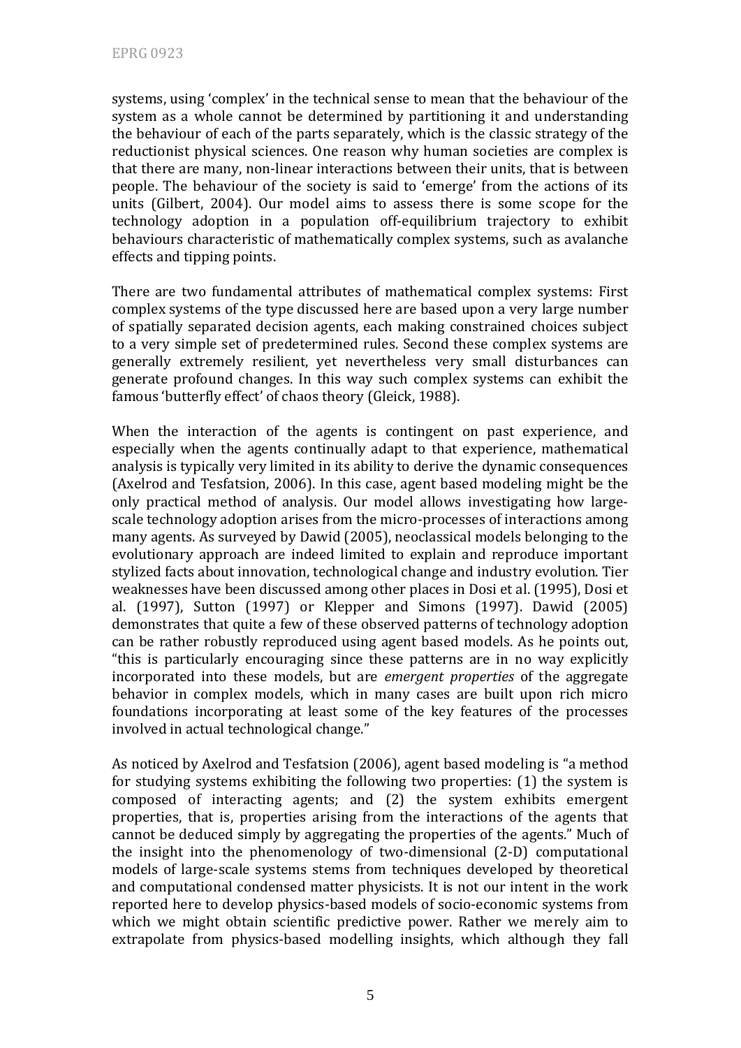systems, using 'complex' in the technical sense to mean that the behaviour of the system as a whole cannot be determined by partitioning it and understanding the behaviour of each of the parts separately, which is the classic strategy of the reductionist physical sciences. One reason why human societies are complex is that there are many, non-linear interactions between their units, that is between people. The behaviour of the society is said to 'emerge' from the actions of its units (Gilbert, 2004). Our model aims to assess there is some scope for the technology adoption in a population off-equilibrium trajectory to exhibit behaviours characteristic of mathematically complex systems, such as avalanche effects and tipping points.

There are two fundamental attributes of mathematical complex systems: First complex systems of the type discussed here are based upon a very large number of spatially separated decision agents, each making constrained choices subject to a very simple set of predetermined rules. Second these complex systems are generally extremely resilient, yet nevertheless very small disturbances can generate profound changes. In this way such complex systems can exhibit the famous 'butterfly effect' of chaos theory (Gleick, 1988).

When the interaction of the agents is contingent on past experience, and especially when the agents continually adapt to that experience, mathematical analysis is typically very limited in its ability to derive the dynamic consequences (Axelrod and Tesfatsion, 2006). In this case, agent based modeling might be the only practical method of analysis. Our model allows investigating how large-scale technology adoption arises from the micro-processes of interactions among many agents. As surveyed by Dawid (2005), neoclassical models belonging to the evolutionary approach are indeed limited to explain and reproduce important stylized facts about innovation, technological change and industry evolution. Tier weaknesses have been discussed among other places in Dosi et al. (1995), Dosi et al. (1997), Sutton (1997) or Klepper and Simons (1997). Dawid (2005) demonstrates that quite a few of these observed patterns of technology adoption can be rather robustly reproduced using agent based models. As he points out, "this is particularly encouraging since these patterns are in no way explicitly incorporated into these models, but are *emergent properties* of the aggregate behavior in complex models, which in many cases are built upon rich micro foundations incorporating at least some of the key features of the processes involved in actual technological change."

As noticed by Axelrod and Tesfatsion (2006), agent based modeling is "a method for studying systems exhibiting the following two properties: (1) the system is composed of interacting agents; and (2) the system exhibits emergent properties, that is, properties arising from the interactions of the agents that cannot be deduced simply by aggregating the properties of the agents." Much of the insight into the phenomenology of two-dimensional (2-D) computational models of large-scale systems stems from techniques developed by theoretical and computational condensed matter physicists. It is not our intent in the work reported here to develop physics-based models of socio-economic systems from which we might obtain scientific predictive power. Rather we merely aim to extrapolate from physics-based modelling insights, which although they fall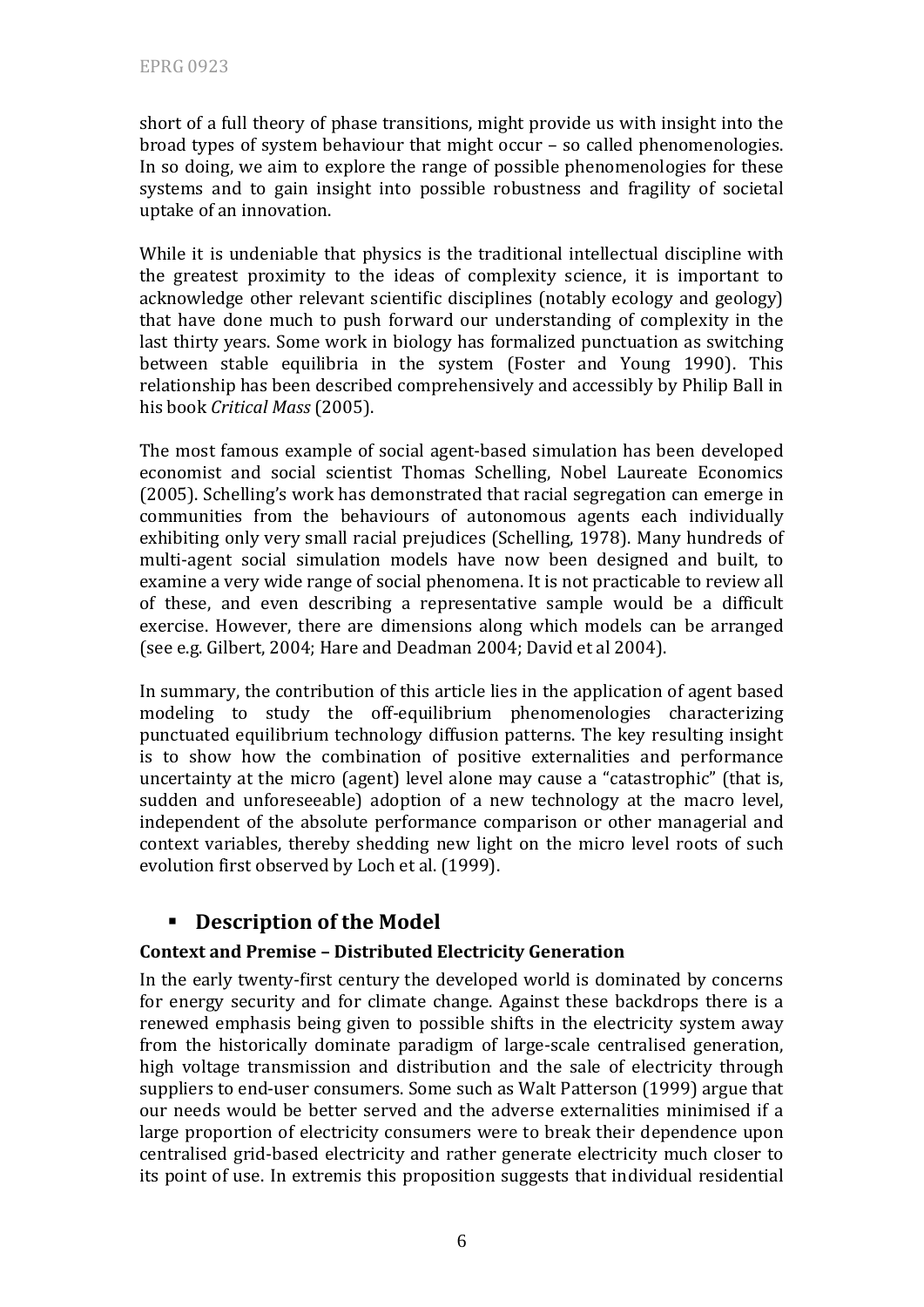short of a full theory of phase transitions, might provide us with insight into the broad types of system behaviour that might occur – so called phenomenologies. In so doing, we aim to explore the range of possible phenomenologies for these systems and to gain insight into possible robustness and fragility of societal uptake of an innovation.

While it is undeniable that physics is the traditional intellectual discipline with the greatest proximity to the ideas of complexity science, it is important to acknowledge other relevant scientific disciplines (notably ecology and geology) that have done much to push forward our understanding of complexity in the last thirty years. Some work in biology has formalized punctuation as switching between stable equilibria in the system (Foster and Young 1990). This relationship has been described comprehensively and accessibly by Philip Ball in his book *Critical Mass* (2005).

The most famous example of social agent-based simulation has been developed economist and social scientist Thomas Schelling, Nobel Laureate Economics (2005). Schelling's work has demonstrated that racial segregation can emerge in communities from the behaviours of autonomous agents each individually exhibiting only very small racial prejudices (Schelling, 1978). Many hundreds of multi-agent social simulation models have now been designed and built, to examine a very wide range of social phenomena. It is not practicable to review all of these, and even describing a representative sample would be a difficult exercise. However, there are dimensions along which models can be arranged (see e.g. Gilbert, 2004; Hare and Deadman 2004; David et al 2004).

In summary, the contribution of this article lies in the application of agent based modeling to study the off-equilibrium phenomenologies characterizing punctuated equilibrium technology diffusion patterns. The key resulting insight is to show how the combination of positive externalities and performance uncertainty at the micro (agent) level alone may cause a "catastrophic" (that is, sudden and unforeseeable) adoption of a new technology at the macro level, independent of the absolute performance comparison or other managerial and context variables, thereby shedding new light on the micro level roots of such evolution first observed by Loch et al. (1999).

## Description of the Model

### Context and Premise – Distributed Electricity Generation

In the early twenty-first century the developed world is dominated by concerns for energy security and for climate change. Against these backdrops there is a renewed emphasis being given to possible shifts in the electricity system away from the historically dominate paradigm of large-scale centralised generation, high voltage transmission and distribution and the sale of electricity through suppliers to end-user consumers. Some such as Walt Patterson (1999) argue that our needs would be better served and the adverse externalities minimised if a large proportion of electricity consumers were to break their dependence upon centralised grid-based electricity and rather generate electricity much closer to its point of use. In extremis this proposition suggests that individual residential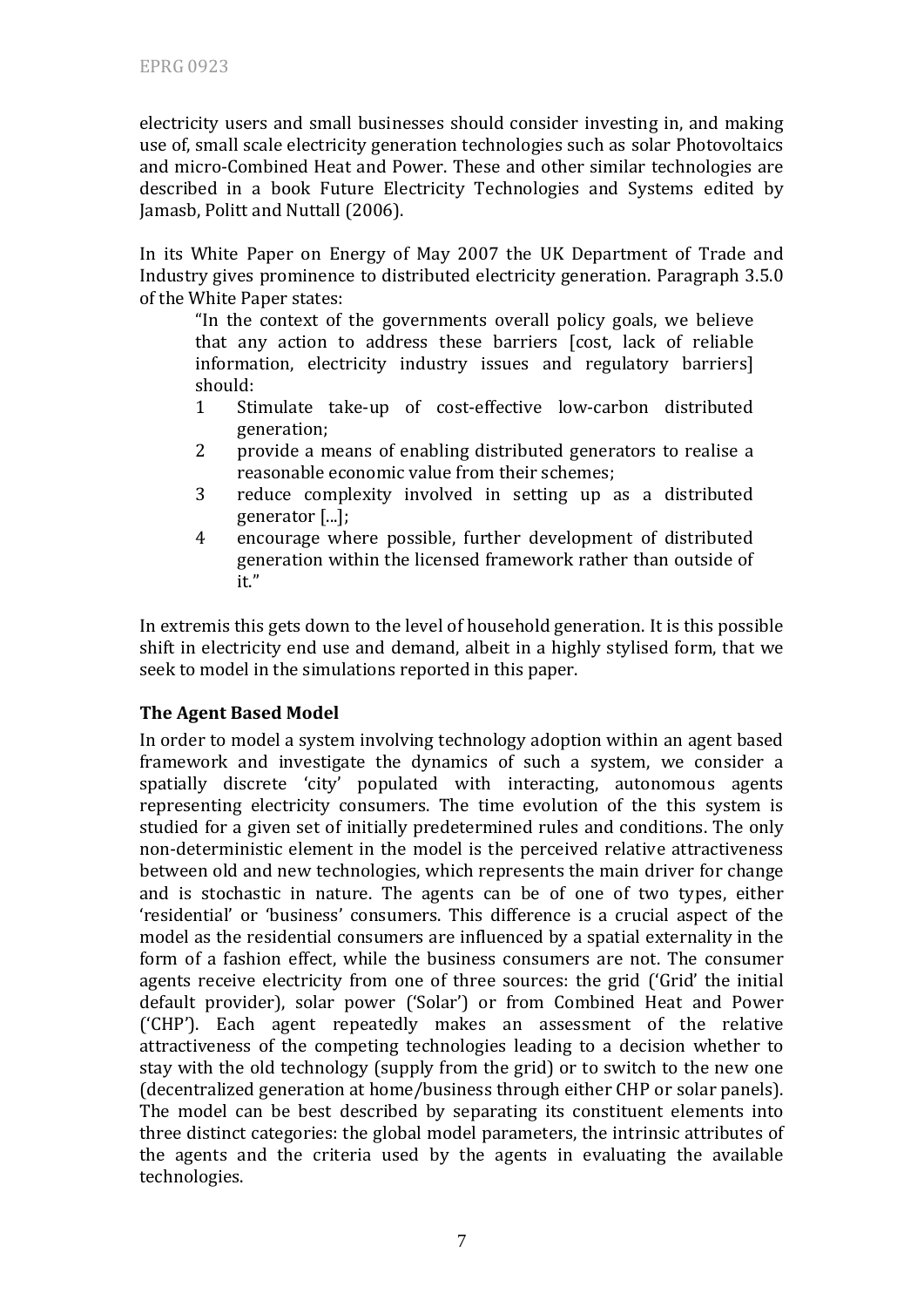electricity users and small businesses should consider investing in, and making use of, small scale electricity generation technologies such as solar Photovoltaics and micro-Combined Heat and Power. These and other similar technologies are described in a book Future Electricity Technologies and Systems edited by Jamasb, Politt and Nuttall (2006).

In its White Paper on Energy of May 2007 the UK Department of Trade and Industry gives prominence to distributed electricity generation. Paragraph 3.5.0 of the White Paper states:

> "In the context of the governments overall policy goals, we believe that any action to address these barriers [cost, lack of reliable information, electricity industry issues and regulatory barriers] should:
>
> 1 Stimulate take-up of cost-effective low-carbon distributed generation;
> 2 provide a means of enabling distributed generators to realise a reasonable economic value from their schemes;
> 3 reduce complexity involved in setting up as a distributed generator [...];
> 4 encourage where possible, further development of distributed generation within the licensed framework rather than outside of it."

In extremis this gets down to the level of household generation. It is this possible shift in electricity end use and demand, albeit in a highly stylised form, that we seek to model in the simulations reported in this paper.

**The Agent Based Model**

In order to model a system involving technology adoption within an agent based framework and investigate the dynamics of such a system, we consider a spatially discrete 'city' populated with interacting, autonomous agents representing electricity consumers. The time evolution of the this system is studied for a given set of initially predetermined rules and conditions. The only non-deterministic element in the model is the perceived relative attractiveness between old and new technologies, which represents the main driver for change and is stochastic in nature. The agents can be of one of two types, either 'residential' or 'business' consumers. This difference is a crucial aspect of the model as the residential consumers are influenced by a spatial externality in the form of a fashion effect, while the business consumers are not. The consumer agents receive electricity from one of three sources: the grid ('Grid' the initial default provider), solar power ('Solar') or from Combined Heat and Power ('CHP'). Each agent repeatedly makes an assessment of the relative attractiveness of the competing technologies leading to a decision whether to stay with the old technology (supply from the grid) or to switch to the new one (decentralized generation at home/business through either CHP or solar panels). The model can be best described by separating its constituent elements into three distinct categories: the global model parameters, the intrinsic attributes of the agents and the criteria used by the agents in evaluating the available technologies.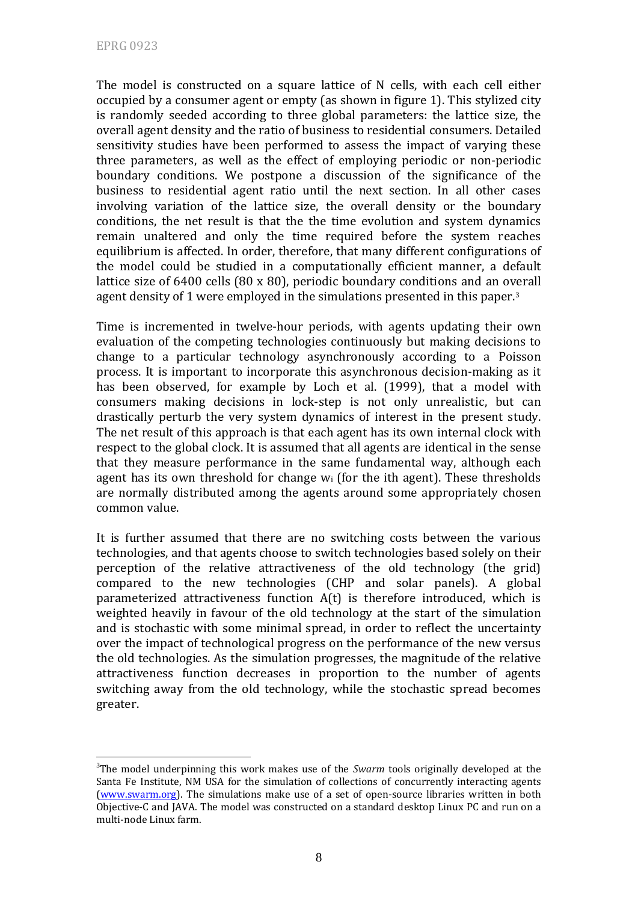The model is constructed on a square lattice of N cells, with each cell either occupied by a consumer agent or empty (as shown in figure 1). This stylized city is randomly seeded according to three global parameters: the lattice size, the overall agent density and the ratio of business to residential consumers. Detailed sensitivity studies have been performed to assess the impact of varying these three parameters, as well as the effect of employing periodic or non-periodic boundary conditions. We postpone a discussion of the significance of the business to residential agent ratio until the next section. In all other cases involving variation of the lattice size, the overall density or the boundary conditions, the net result is that the the time evolution and system dynamics remain unaltered and only the time required before the system reaches equilibrium is affected. In order, therefore, that many different configurations of the model could be studied in a computationally efficient manner, a default lattice size of 6400 cells (80 x 80), periodic boundary conditions and an overall agent density of 1 were employed in the simulations presented in this paper.[3]

Time is incremented in twelve-hour periods, with agents updating their own evaluation of the competing technologies continuously but making decisions to change to a particular technology asynchronously according to a Poisson process. It is important to incorporate this asynchronous decision-making as it has been observed, for example by Loch et al. (1999), that a model with consumers making decisions in lock-step is not only unrealistic, but can drastically perturb the very system dynamics of interest in the present study. The net result of this approach is that each agent has its own internal clock with respect to the global clock. It is assumed that all agents are identical in the sense that they measure performance in the same fundamental way, although each agent has its own threshold for change $w_i$ (for the ith agent). These thresholds are normally distributed among the agents around some appropriately chosen common value.

It is further assumed that there are no switching costs between the various technologies, and that agents choose to switch technologies based solely on their perception of the relative attractiveness of the old technology (the grid) compared to the new technologies (CHP and solar panels). A global parameterized attractiveness function $A(t)$ is therefore introduced, which is weighted heavily in favour of the old technology at the start of the simulation and is stochastic with some minimal spread, in order to reflect the uncertainty over the impact of technological progress on the performance of the new versus the old technologies. As the simulation progresses, the magnitude of the relative attractiveness function decreases in proportion to the number of agents switching away from the old technology, while the stochastic spread becomes greater.

---

[3] The model underpinning this work makes use of the *Swarm* tools originally developed at the Santa Fe Institute, NM USA for the simulation of collections of concurrently interacting agents (www.swarm.org). The simulations make use of a set of open-source libraries written in both Objective-C and JAVA. The model was constructed on a standard desktop Linux PC and run on a multi-node Linux farm.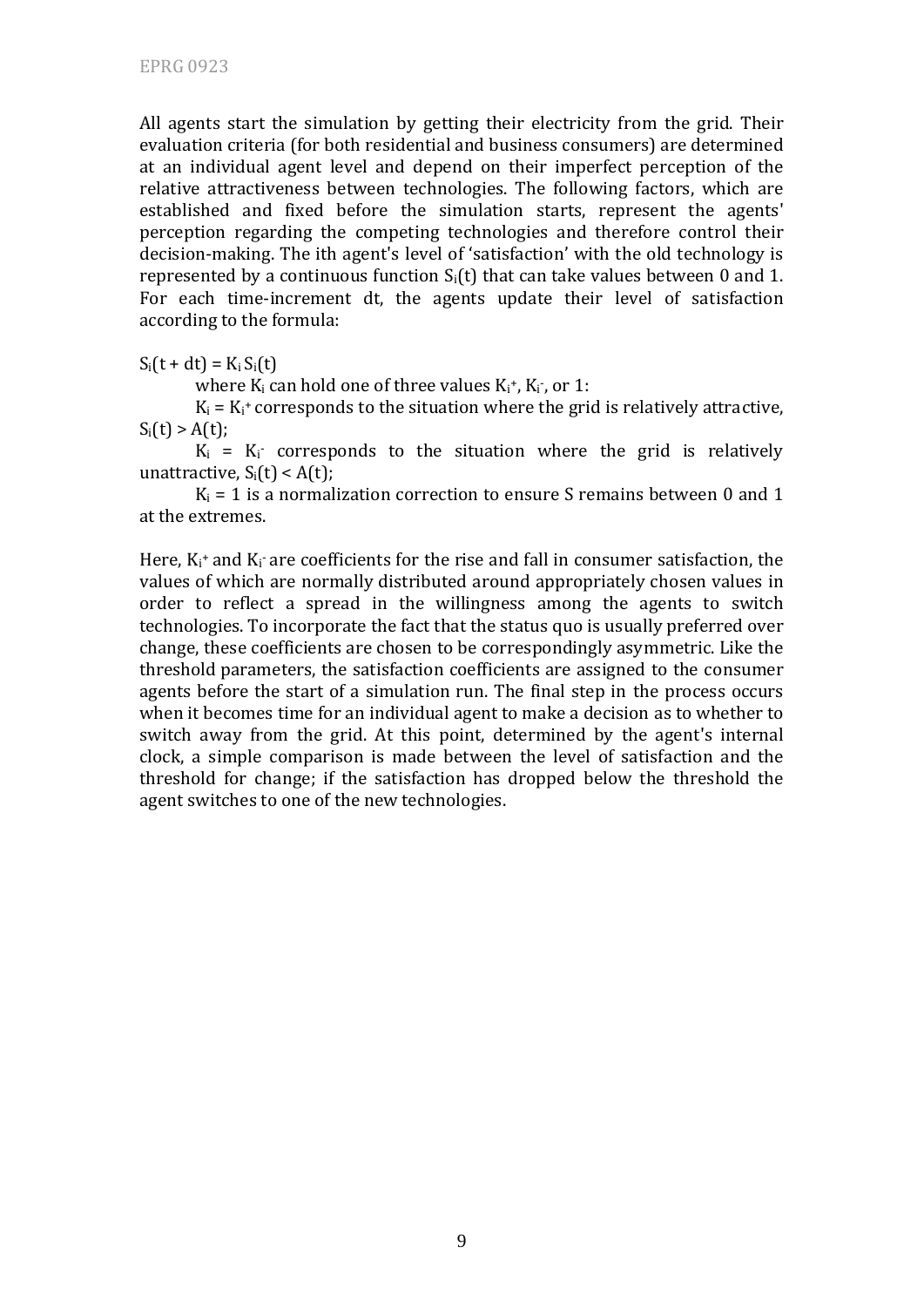All agents start the simulation by getting their electricity from the grid. Their evaluation criteria (for both residential and business consumers) are determined at an individual agent level and depend on their imperfect perception of the relative attractiveness between technologies. The following factors, which are established and fixed before the simulation starts, represent the agents' perception regarding the competing technologies and therefore control their decision-making. The ith agent's level of 'satisfaction' with the old technology is represented by a continuous function $S_i(t)$ that can take values between 0 and 1. For each time-increment dt, the agents update their level of satisfaction according to the formula:

$S_i(t + dt) = K_i S_i(t)$

where $K_i$ can hold one of three values $K_i^+$, $K_i^-$, or 1:

$K_i = K_i^+$ corresponds to the situation where the grid is relatively attractive, $S_i(t) > A(t)$;

$K_i = K_i^-$ corresponds to the situation where the grid is relatively unattractive, $S_i(t) < A(t)$;

$K_i = 1$ is a normalization correction to ensure S remains between 0 and 1 at the extremes.

Here, $K_i^+$ and $K_i^-$ are coefficients for the rise and fall in consumer satisfaction, the values of which are normally distributed around appropriately chosen values in order to reflect a spread in the willingness among the agents to switch technologies. To incorporate the fact that the status quo is usually preferred over change, these coefficients are chosen to be correspondingly asymmetric. Like the threshold parameters, the satisfaction coefficients are assigned to the consumer agents before the start of a simulation run. The final step in the process occurs when it becomes time for an individual agent to make a decision as to whether to switch away from the grid. At this point, determined by the agent's internal clock, a simple comparison is made between the level of satisfaction and the threshold for change; if the satisfaction has dropped below the threshold the agent switches to one of the new technologies.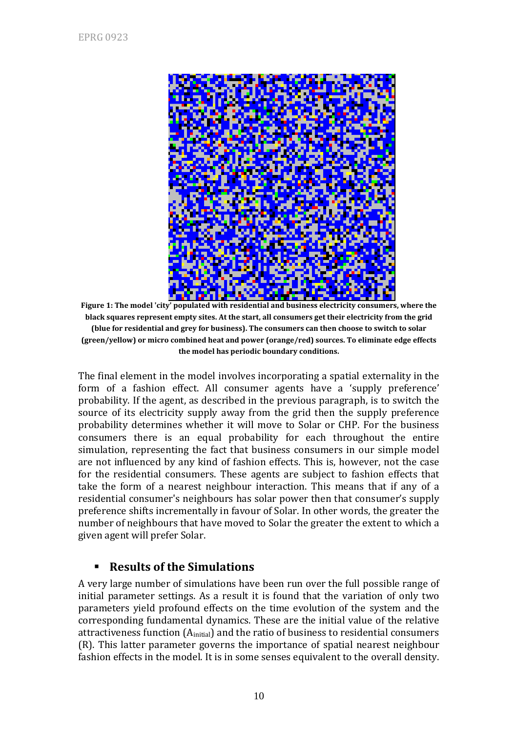**Figure 1: The model 'city' populated with residential and business electricity consumers, where the black squares represent empty sites. At the start, all consumers get their electricity from the grid (blue for residential and grey for business). The consumers can then choose to switch to solar (green/yellow) or micro combined heat and power (orange/red) sources. To eliminate edge effects the model has periodic boundary conditions.**

The final element in the model involves incorporating a spatial externality in the form of a fashion effect. All consumer agents have a 'supply preference' probability. If the agent, as described in the previous paragraph, is to switch the source of its electricity supply away from the grid then the supply preference probability determines whether it will move to Solar or CHP. For the business consumers there is an equal probability for each throughout the entire simulation, representing the fact that business consumers in our simple model are not influenced by any kind of fashion effects. This is, however, not the case for the residential consumers. These agents are subject to fashion effects that take the form of a nearest neighbour interaction. This means that if any of a residential consumer's neighbours has solar power then that consumer's supply preference shifts incrementally in favour of Solar. In other words, the greater the number of neighbours that have moved to Solar the greater the extent to which a given agent will prefer Solar.

## ▪ Results of the Simulations

A very large number of simulations have been run over the full possible range of initial parameter settings. As a result it is found that the variation of only two parameters yield profound effects on the time evolution of the system and the corresponding fundamental dynamics. These are the initial value of the relative attractiveness function ($A_{initial}$) and the ratio of business to residential consumers (R). This latter parameter governs the importance of spatial nearest neighbour fashion effects in the model. It is in some senses equivalent to the overall density.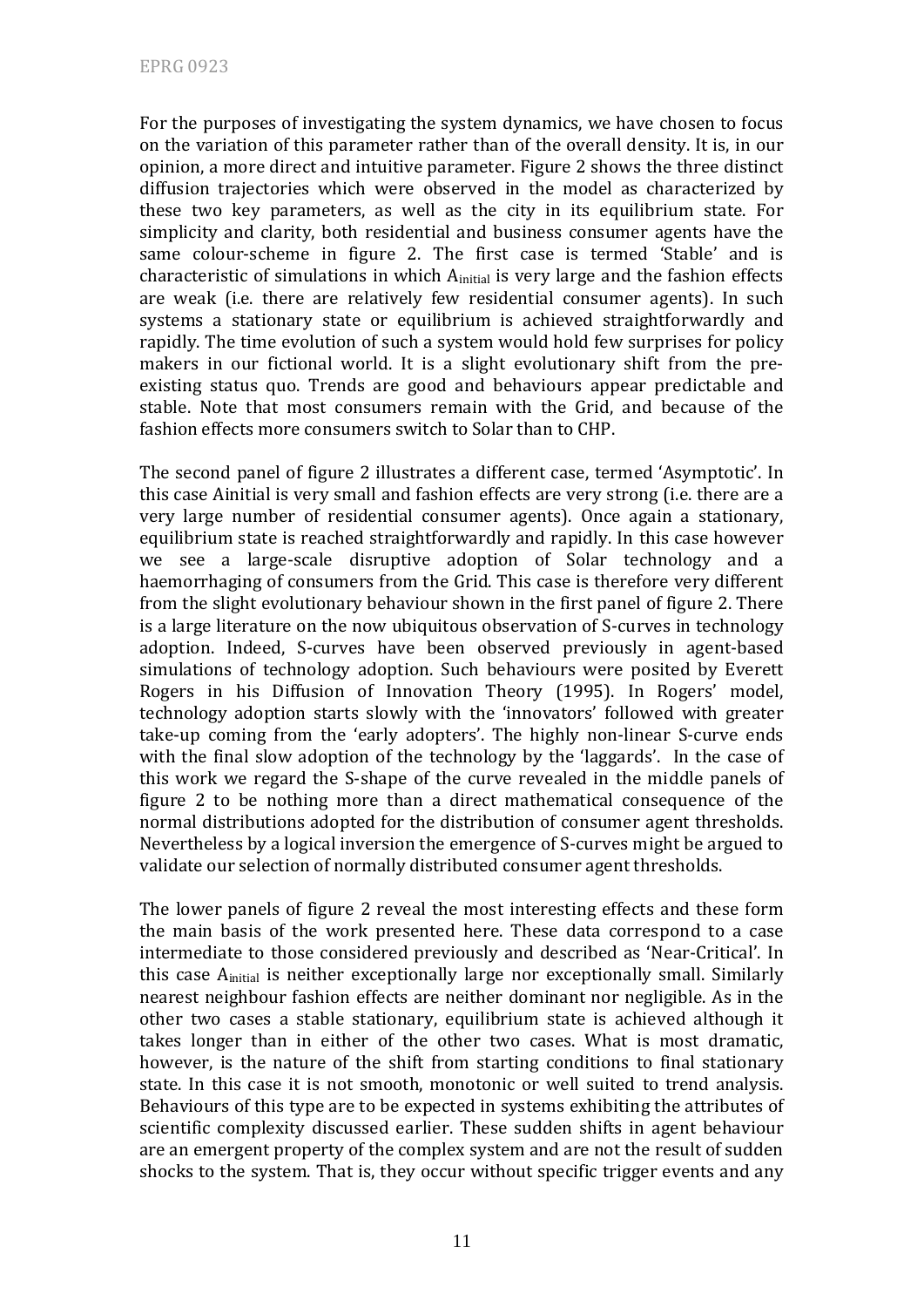For the purposes of investigating the system dynamics, we have chosen to focus on the variation of this parameter rather than of the overall density. It is, in our opinion, a more direct and intuitive parameter. Figure 2 shows the three distinct diffusion trajectories which were observed in the model as characterized by these two key parameters, as well as the city in its equilibrium state. For simplicity and clarity, both residential and business consumer agents have the same colour-scheme in figure 2. The first case is termed 'Stable' and is characteristic of simulations in which $A_{initial}$ is very large and the fashion effects are weak (i.e. there are relatively few residential consumer agents). In such systems a stationary state or equilibrium is achieved straightforwardly and rapidly. The time evolution of such a system would hold few surprises for policy makers in our fictional world. It is a slight evolutionary shift from the pre-existing status quo. Trends are good and behaviours appear predictable and stable. Note that most consumers remain with the Grid, and because of the fashion effects more consumers switch to Solar than to CHP.

The second panel of figure 2 illustrates a different case, termed 'Asymptotic'. In this case Ainitial is very small and fashion effects are very strong (i.e. there are a very large number of residential consumer agents). Once again a stationary, equilibrium state is reached straightforwardly and rapidly. In this case however we see a large-scale disruptive adoption of Solar technology and a haemorrhaging of consumers from the Grid. This case is therefore very different from the slight evolutionary behaviour shown in the first panel of figure 2. There is a large literature on the now ubiquitous observation of S-curves in technology adoption. Indeed, S-curves have been observed previously in agent-based simulations of technology adoption. Such behaviours were posited by Everett Rogers in his Diffusion of Innovation Theory (1995). In Rogers' model, technology adoption starts slowly with the 'innovators' followed with greater take-up coming from the 'early adopters'. The highly non-linear S-curve ends with the final slow adoption of the technology by the 'laggards'. In the case of this work we regard the S-shape of the curve revealed in the middle panels of figure 2 to be nothing more than a direct mathematical consequence of the normal distributions adopted for the distribution of consumer agent thresholds. Nevertheless by a logical inversion the emergence of S-curves might be argued to validate our selection of normally distributed consumer agent thresholds.

The lower panels of figure 2 reveal the most interesting effects and these form the main basis of the work presented here. These data correspond to a case intermediate to those considered previously and described as 'Near-Critical'. In this case $A_{initial}$ is neither exceptionally large nor exceptionally small. Similarly nearest neighbour fashion effects are neither dominant nor negligible. As in the other two cases a stable stationary, equilibrium state is achieved although it takes longer than in either of the other two cases. What is most dramatic, however, is the nature of the shift from starting conditions to final stationary state. In this case it is not smooth, monotonic or well suited to trend analysis. Behaviours of this type are to be expected in systems exhibiting the attributes of scientific complexity discussed earlier. These sudden shifts in agent behaviour are an emergent property of the complex system and are not the result of sudden shocks to the system. That is, they occur without specific trigger events and any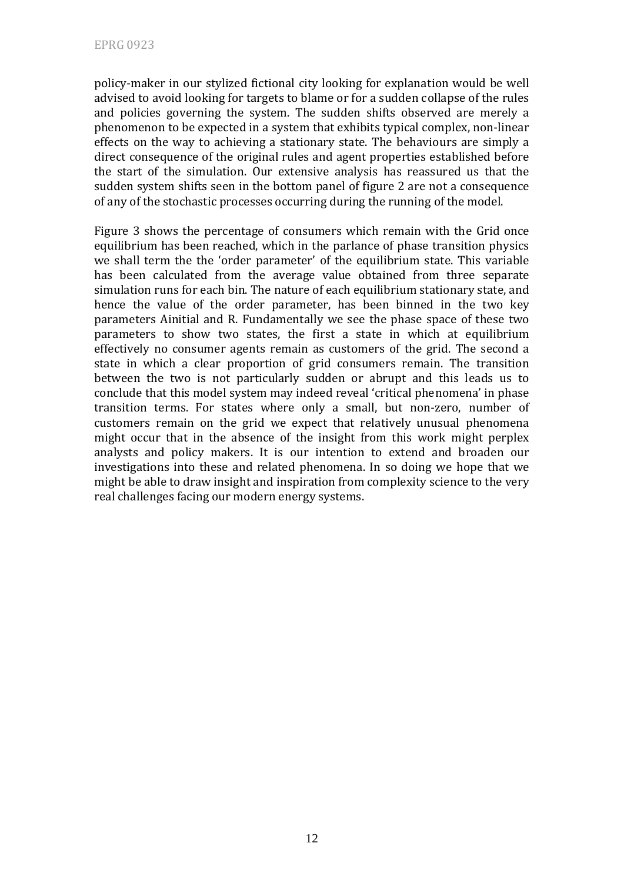policy-maker in our stylized fictional city looking for explanation would be well advised to avoid looking for targets to blame or for a sudden collapse of the rules and policies governing the system. The sudden shifts observed are merely a phenomenon to be expected in a system that exhibits typical complex, non-linear effects on the way to achieving a stationary state. The behaviours are simply a direct consequence of the original rules and agent properties established before the start of the simulation. Our extensive analysis has reassured us that the sudden system shifts seen in the bottom panel of figure 2 are not a consequence of any of the stochastic processes occurring during the running of the model.

Figure 3 shows the percentage of consumers which remain with the Grid once equilibrium has been reached, which in the parlance of phase transition physics we shall term the the 'order parameter' of the equilibrium state. This variable has been calculated from the average value obtained from three separate simulation runs for each bin. The nature of each equilibrium stationary state, and hence the value of the order parameter, has been binned in the two key parameters Ainitial and R. Fundamentally we see the phase space of these two parameters to show two states, the first a state in which at equilibrium effectively no consumer agents remain as customers of the grid. The second a state in which a clear proportion of grid consumers remain. The transition between the two is not particularly sudden or abrupt and this leads us to conclude that this model system may indeed reveal 'critical phenomena' in phase transition terms. For states where only a small, but non-zero, number of customers remain on the grid we expect that relatively unusual phenomena might occur that in the absence of the insight from this work might perplex analysts and policy makers. It is our intention to extend and broaden our investigations into these and related phenomena. In so doing we hope that we might be able to draw insight and inspiration from complexity science to the very real challenges facing our modern energy systems.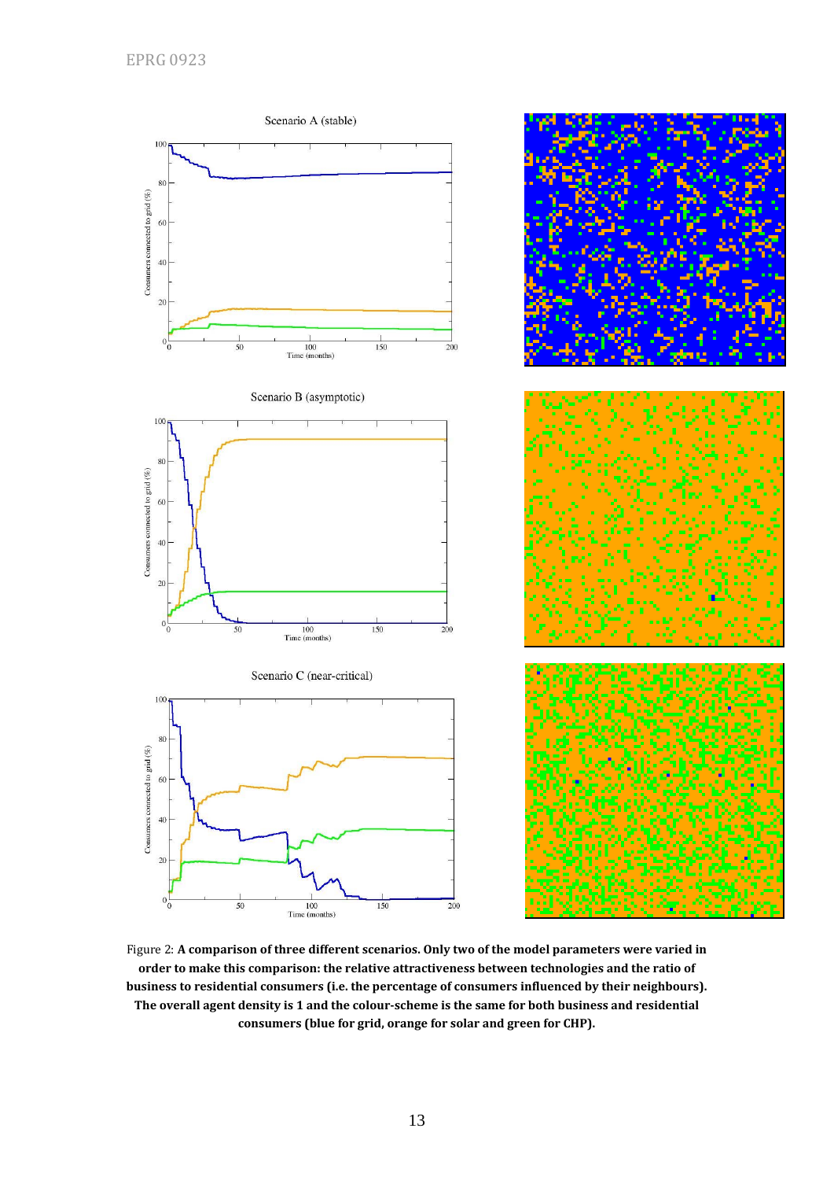Figure 2: **A comparison of three different scenarios. Only two of the model parameters were varied in order to make this comparison: the relative attractiveness between technologies and the ratio of business to residential consumers (i.e. the percentage of consumers influenced by their neighbours). The overall agent density is 1 and the colour-scheme is the same for both business and residential consumers (blue for grid, orange for solar and green for CHP).**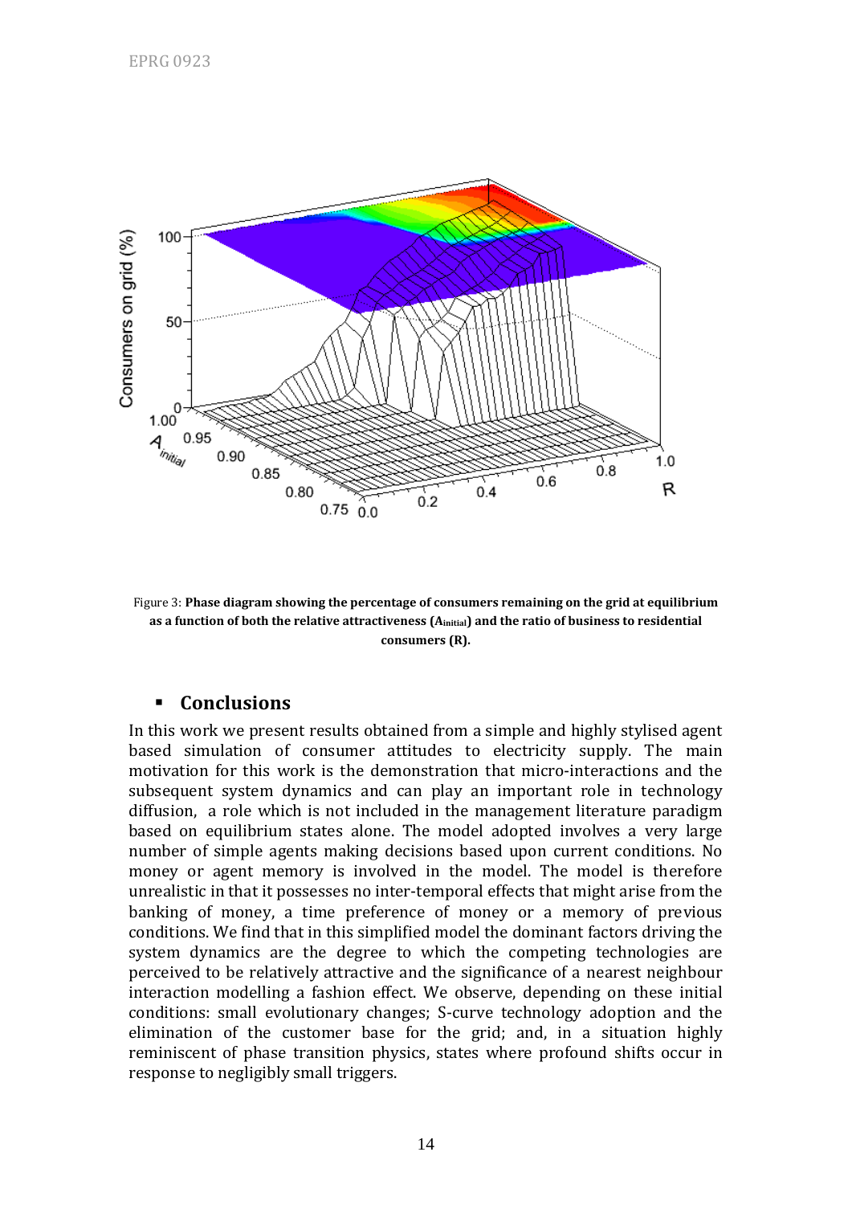Figure 3: **Phase diagram showing the percentage of consumers remaining on the grid at equilibrium as a function of both the relative attractiveness ($A_{initial}$) and the ratio of business to residential consumers (R).**

## Conclusions

In this work we present results obtained from a simple and highly stylised agent based simulation of consumer attitudes to electricity supply. The main motivation for this work is the demonstration that micro-interactions and the subsequent system dynamics and can play an important role in technology diffusion, a role which is not included in the management literature paradigm based on equilibrium states alone. The model adopted involves a very large number of simple agents making decisions based upon current conditions. No money or agent memory is involved in the model. The model is therefore unrealistic in that it possesses no inter-temporal effects that might arise from the banking of money, a time preference of money or a memory of previous conditions. We find that in this simplified model the dominant factors driving the system dynamics are the degree to which the competing technologies are perceived to be relatively attractive and the significance of a nearest neighbour interaction modelling a fashion effect. We observe, depending on these initial conditions: small evolutionary changes; S-curve technology adoption and the elimination of the customer base for the grid; and, in a situation highly reminiscent of phase transition physics, states where profound shifts occur in response to negligibly small triggers.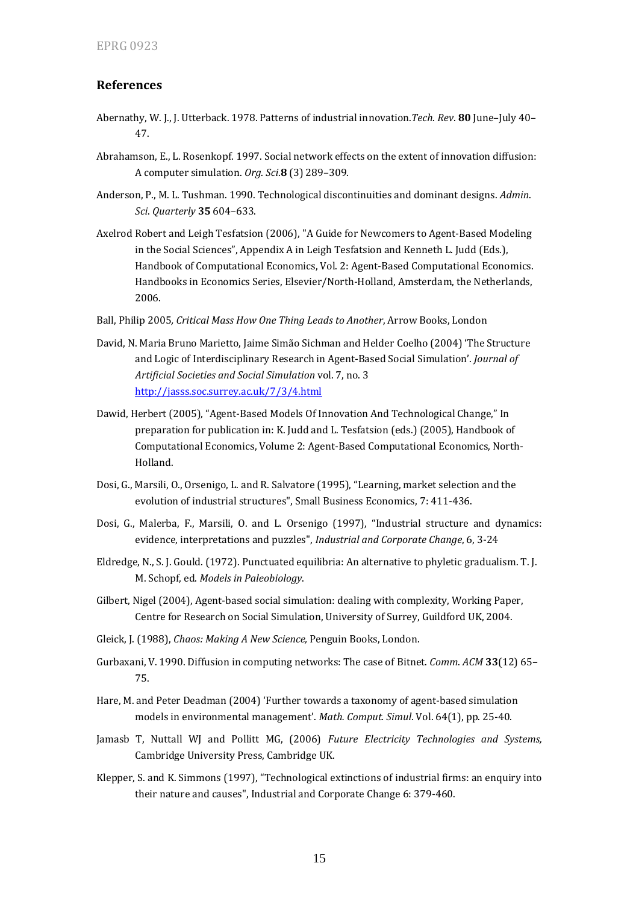## References

Abernathy, W. J., J. Utterback. 1978. Patterns of industrial innovation.*Tech. Rev*. **80** June–July 40–47.

Abrahamson, E., L. Rosenkopf. 1997. Social network effects on the extent of innovation diffusion: A computer simulation. *Org. Sci*.**8** (3) 289–309.

Anderson, P., M. L. Tushman. 1990. Technological discontinuities and dominant designs. *Admin. Sci. Quarterly* **35** 604–633.

Axelrod Robert and Leigh Tesfatsion (2006), "A Guide for Newcomers to Agent-Based Modeling in the Social Sciences", Appendix A in Leigh Tesfatsion and Kenneth L. Judd (Eds.), Handbook of Computational Economics, Vol. 2: Agent-Based Computational Economics. Handbooks in Economics Series, Elsevier/North-Holland, Amsterdam, the Netherlands, 2006.

Ball, Philip 2005*, Critical Mass How One Thing Leads to Another*, Arrow Books, London

David, N. Maria Bruno Marietto, Jaime Simão Sichman and Helder Coelho (2004) 'The Structure and Logic of Interdisciplinary Research in Agent-Based Social Simulation'. *Journal of Artificial Societies and Social Simulation* vol. 7, no. 3 http://jasss.soc.surrey.ac.uk/7/3/4.html

Dawid, Herbert (2005), "Agent-Based Models Of Innovation And Technological Change," In preparation for publication in: K. Judd and L. Tesfatsion (eds.) (2005), Handbook of Computational Economics, Volume 2: Agent-Based Computational Economics, North-Holland.

Dosi, G., Marsili, O., Orsenigo, L. and R. Salvatore (1995), "Learning, market selection and the evolution of industrial structures", Small Business Economics, 7: 411-436.

Dosi, G., Malerba, F., Marsili, O. and L. Orsenigo (1997), "Industrial structure and dynamics: evidence, interpretations and puzzles", *Industrial and Corporate Change*, 6, 3-24

Eldredge, N., S. J. Gould. (1972). Punctuated equilibria: An alternative to phyletic gradualism. T. J. M. Schopf, ed. *Models in Paleobiology*.

Gilbert, Nigel (2004), Agent-based social simulation: dealing with complexity, Working Paper, Centre for Research on Social Simulation, University of Surrey, Guildford UK, 2004.

Gleick, J. (1988), *Chaos: Making A New Science,* Penguin Books, London.

Gurbaxani, V. 1990. Diffusion in computing networks: The case of Bitnet. *Comm. ACM* **33**(12) 65–75.

Hare, M. and Peter Deadman (2004) 'Further towards a taxonomy of agent-based simulation models in environmental management'. *Math. Comput. Simul*. Vol. 64(1), pp. 25-40.

Jamasb T, Nuttall WJ and Pollitt MG, (2006) *Future Electricity Technologies and Systems,* Cambridge University Press, Cambridge UK.

Klepper, S. and K. Simmons (1997), "Technological extinctions of industrial firms: an enquiry into their nature and causes", Industrial and Corporate Change 6: 379-460.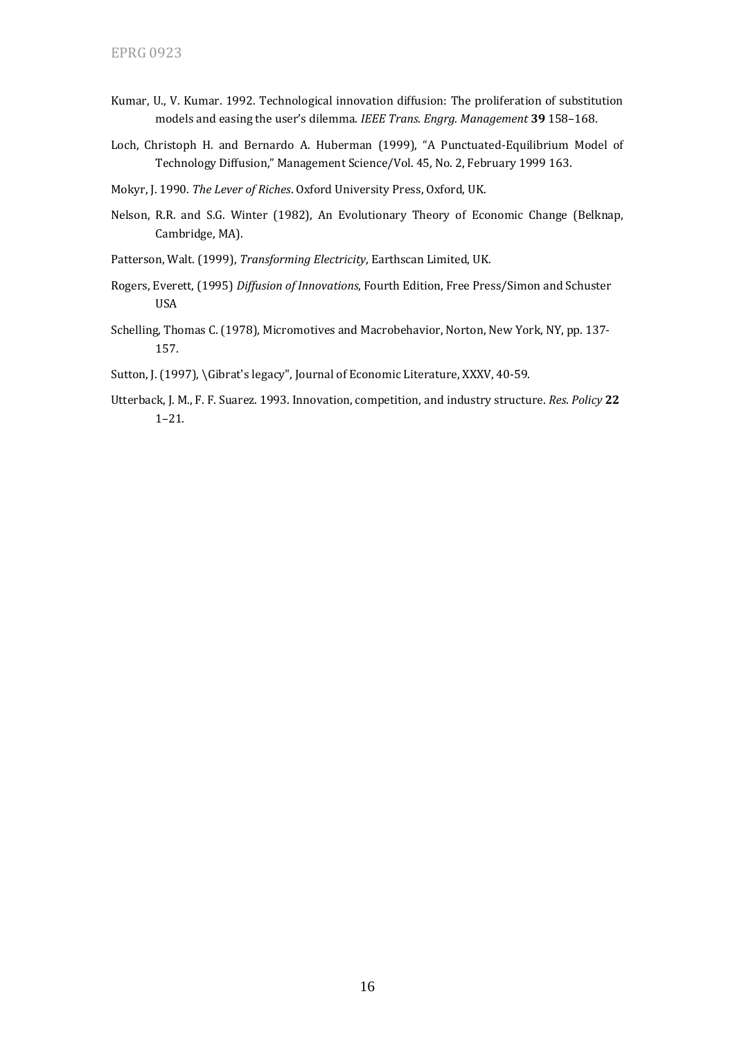Kumar, U., V. Kumar. 1992. Technological innovation diffusion: The proliferation of substitution models and easing the user's dilemma. *IEEE Trans. Engrg. Management* **39** 158–168.

Loch, Christoph H. and Bernardo A. Huberman (1999), "A Punctuated-Equilibrium Model of Technology Diffusion," Management Science/Vol. 45, No. 2, February 1999 163.

Mokyr, J. 1990. *The Lever of Riches*. Oxford University Press, Oxford, UK.

Nelson, R.R. and S.G. Winter (1982), An Evolutionary Theory of Economic Change (Belknap, Cambridge, MA).

Patterson, Walt. (1999), *Transforming Electricity*, Earthscan Limited, UK.

Rogers, Everett, (1995) *Diffusion of Innovations*, Fourth Edition, Free Press/Simon and Schuster USA

Schelling, Thomas C. (1978), Micromotives and Macrobehavior, Norton, New York, NY, pp. 137-157.

Sutton, J. (1997), \Gibrat's legacy", Journal of Economic Literature, XXXV, 40-59.

Utterback, J. M., F. F. Suarez. 1993. Innovation, competition, and industry structure. *Res. Policy* **22** 1–21.